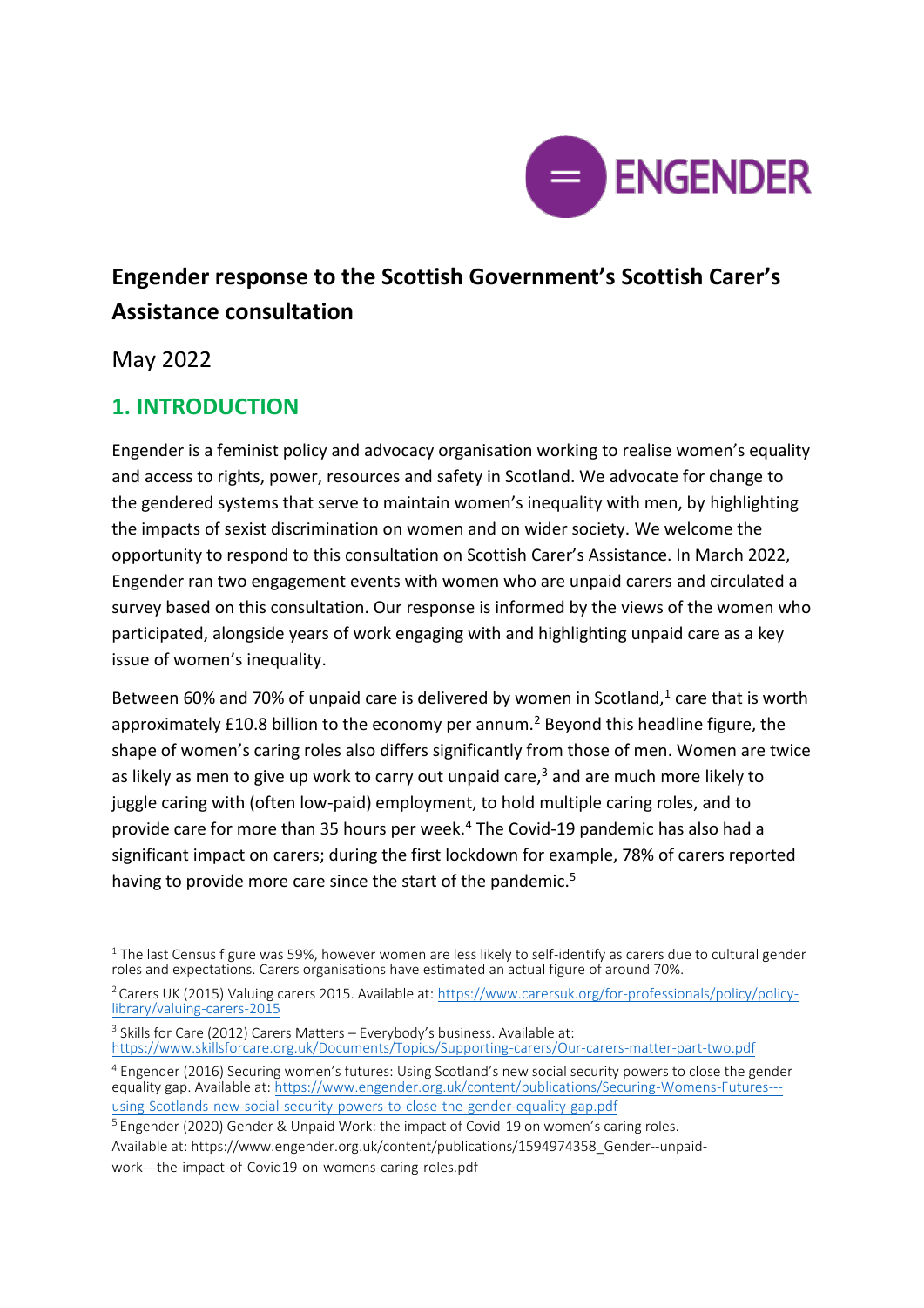# Engender response to the Scottish Government's Scottish Carer's Assistance consultation

May 2022

## 1. INTRODUCTION

Engender is a feminist policy and advocacy organisation working to realise women's equality and access to rights, power, resources and safety in Scotland. We advocate for change to the gendered systems that serve to maintain women's inequality with men, by highlighting the impacts of sexist discrimination on women and on wider society. We welcome the opportunity to respond to this consultation on Scottish Carer's Assistance. In March 2022, Engender ran two engagement events with women who are unpaid carers and circulated a survey based on this consultation. Our response is informed by the views of the women who participated, alongside years of work engaging with and highlighting unpaid care as a key issue of women's inequality.

Between 60% and 70% of unpaid care is delivered by women in Scotland,[1] care that is worth approximately £10.8 billion to the economy per annum.[2] Beyond this headline figure, the shape of women's caring roles also differs significantly from those of men. Women are twice as likely as men to give up work to carry out unpaid care,[3] and are much more likely to juggle caring with (often low-paid) employment, to hold multiple caring roles, and to provide care for more than 35 hours per week.[4] The Covid-19 pandemic has also had a significant impact on carers; during the first lockdown for example, 78% of carers reported having to provide more care since the start of the pandemic.[5]

---

[1] The last Census figure was 59%, however women are less likely to self-identify as carers due to cultural gender roles and expectations. Carers organisations have estimated an actual figure of around 70%.

[2] Carers UK (2015) Valuing carers 2015. Available at: https://www.carersuk.org/for-professionals/policy/policy-library/valuing-carers-2015

[3] Skills for Care (2012) Carers Matters – Everybody's business. Available at: https://www.skillsforcare.org.uk/Documents/Topics/Supporting-carers/Our-carers-matter-part-two.pdf

[4] Engender (2016) Securing women's futures: Using Scotland's new social security powers to close the gender equality gap. Available at: https://www.engender.org.uk/content/publications/Securing-Womens-Futures---using-Scotlands-new-social-security-powers-to-close-the-gender-equality-gap.pdf

[5] Engender (2020) Gender & Unpaid Work: the impact of Covid-19 on women's caring roles. Available at: https://www.engender.org.uk/content/publications/1594974358_Gender--unpaid-work---the-impact-of-Covid19-on-womens-caring-roles.pdf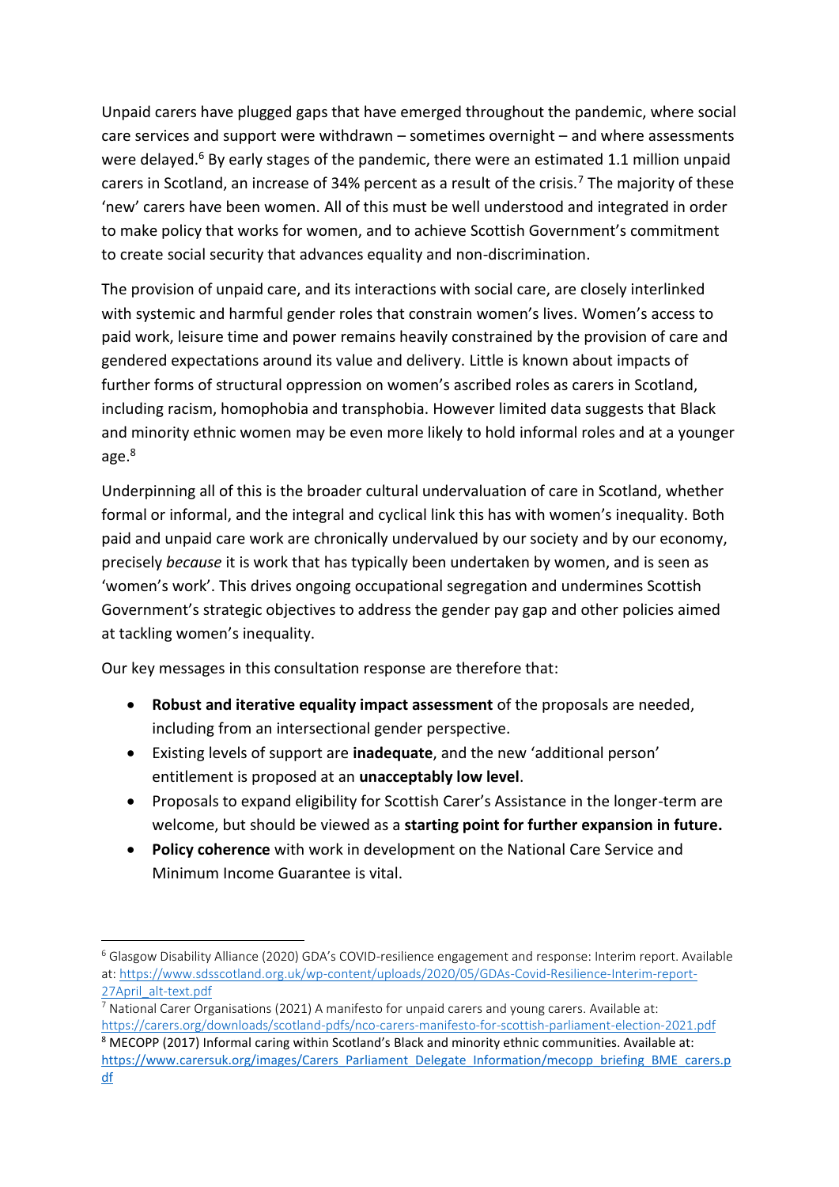Unpaid carers have plugged gaps that have emerged throughout the pandemic, where social care services and support were withdrawn – sometimes overnight – and where assessments were delayed.[6] By early stages of the pandemic, there were an estimated 1.1 million unpaid carers in Scotland, an increase of 34% percent as a result of the crisis.[7] The majority of these 'new' carers have been women. All of this must be well understood and integrated in order to make policy that works for women, and to achieve Scottish Government's commitment to create social security that advances equality and non-discrimination.

The provision of unpaid care, and its interactions with social care, are closely interlinked with systemic and harmful gender roles that constrain women's lives. Women's access to paid work, leisure time and power remains heavily constrained by the provision of care and gendered expectations around its value and delivery. Little is known about impacts of further forms of structural oppression on women's ascribed roles as carers in Scotland, including racism, homophobia and transphobia. However limited data suggests that Black and minority ethnic women may be even more likely to hold informal roles and at a younger age.[8]

Underpinning all of this is the broader cultural undervaluation of care in Scotland, whether formal or informal, and the integral and cyclical link this has with women's inequality. Both paid and unpaid care work are chronically undervalued by our society and by our economy, precisely *because* it is work that has typically been undertaken by women, and is seen as 'women's work'. This drives ongoing occupational segregation and undermines Scottish Government's strategic objectives to address the gender pay gap and other policies aimed at tackling women's inequality.

Our key messages in this consultation response are therefore that:

- **Robust and iterative equality impact assessment** of the proposals are needed, including from an intersectional gender perspective.
- Existing levels of support are **inadequate**, and the new 'additional person' entitlement is proposed at an **unacceptably low level**.
- Proposals to expand eligibility for Scottish Carer's Assistance in the longer-term are welcome, but should be viewed as a **starting point for further expansion in future.**
- **Policy coherence** with work in development on the National Care Service and Minimum Income Guarantee is vital.

---

[6] Glasgow Disability Alliance (2020) GDA's COVID-resilience engagement and response: Interim report. Available at: https://www.sdsscotland.org.uk/wp-content/uploads/2020/05/GDAs-Covid-Resilience-Interim-report-27April_alt-text.pdf

[7] National Carer Organisations (2021) A manifesto for unpaid carers and young carers. Available at: https://carers.org/downloads/scotland-pdfs/nco-carers-manifesto-for-scottish-parliament-election-2021.pdf

[8] MECOPP (2017) Informal caring within Scotland's Black and minority ethnic communities. Available at: https://www.carersuk.org/images/Carers_Parliament_Delegate_Information/mecopp_briefing_BME_carers.pdf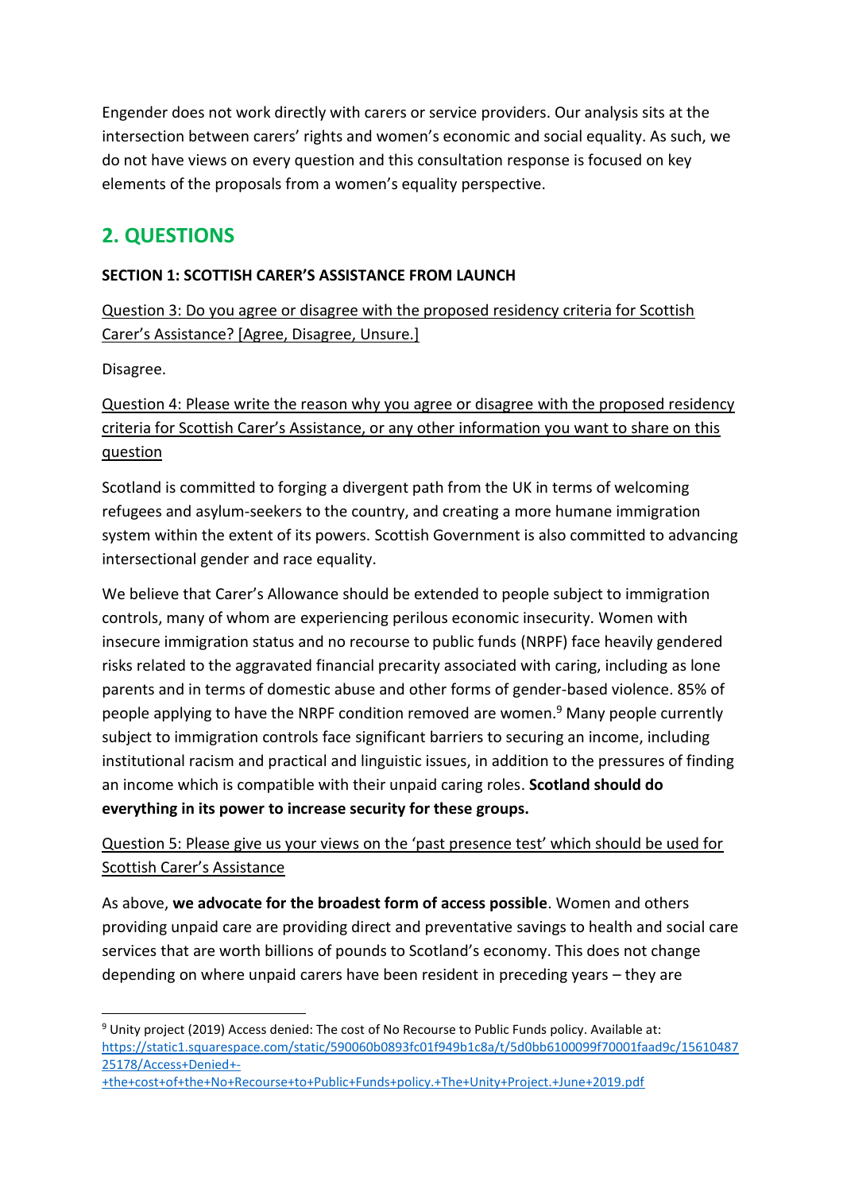Engender does not work directly with carers or service providers. Our analysis sits at the intersection between carers' rights and women's economic and social equality. As such, we do not have views on every question and this consultation response is focused on key elements of the proposals from a women's equality perspective.

## 2. QUESTIONS

**SECTION 1: SCOTTISH CARER'S ASSISTANCE FROM LAUNCH**

<u>Question 3: Do you agree or disagree with the proposed residency criteria for Scottish Carer's Assistance? [Agree, Disagree, Unsure.]</u>

Disagree.

<u>Question 4: Please write the reason why you agree or disagree with the proposed residency criteria for Scottish Carer's Assistance, or any other information you want to share on this question</u>

Scotland is committed to forging a divergent path from the UK in terms of welcoming refugees and asylum-seekers to the country, and creating a more humane immigration system within the extent of its powers. Scottish Government is also committed to advancing intersectional gender and race equality.

We believe that Carer's Allowance should be extended to people subject to immigration controls, many of whom are experiencing perilous economic insecurity. Women with insecure immigration status and no recourse to public funds (NRPF) face heavily gendered risks related to the aggravated financial precarity associated with caring, including as lone parents and in terms of domestic abuse and other forms of gender-based violence. 85% of people applying to have the NRPF condition removed are women.[9] Many people currently subject to immigration controls face significant barriers to securing an income, including institutional racism and practical and linguistic issues, in addition to the pressures of finding an income which is compatible with their unpaid caring roles. **Scotland should do everything in its power to increase security for these groups.**

<u>Question 5: Please give us your views on the 'past presence test' which should be used for Scottish Carer's Assistance</u>

As above, **we advocate for the broadest form of access possible**. Women and others providing unpaid care are providing direct and preventative savings to health and social care services that are worth billions of pounds to Scotland's economy. This does not change depending on where unpaid carers have been resident in preceding years – they are

---

[9] Unity project (2019) Access denied: The cost of No Recourse to Public Funds policy. Available at: https://static1.squarespace.com/static/590060b0893fc01f949b1c8a/t/5d0bb6100099f70001faad9c/1561048725178/Access+Denied+-+the+cost+of+the+No+Recourse+to+Public+Funds+policy.+The+Unity+Project.+June+2019.pdf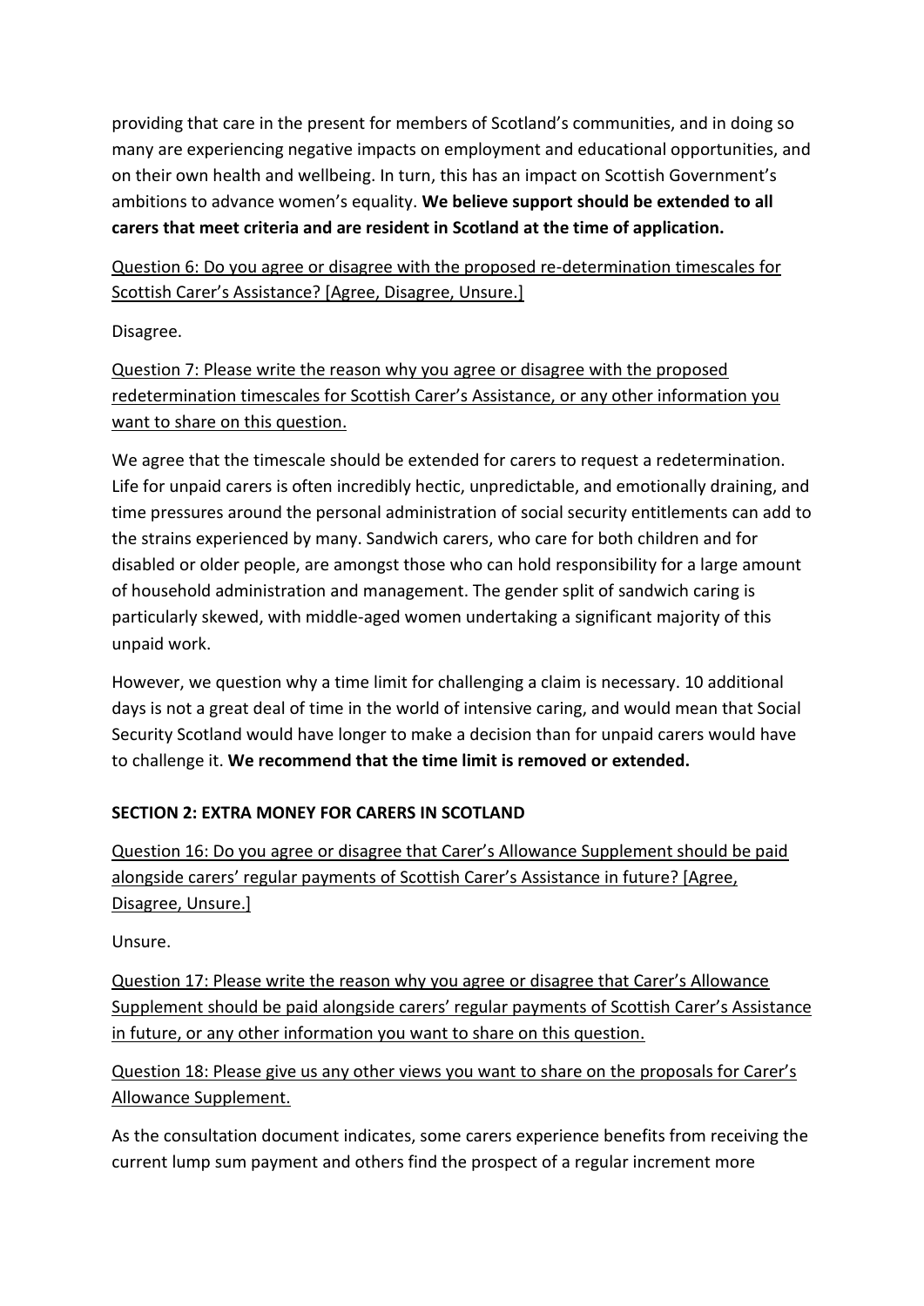providing that care in the present for members of Scotland's communities, and in doing so many are experiencing negative impacts on employment and educational opportunities, and on their own health and wellbeing. In turn, this has an impact on Scottish Government's ambitions to advance women's equality. **We believe support should be extended to all carers that meet criteria and are resident in Scotland at the time of application.**

Question 6: Do you agree or disagree with the proposed re-determination timescales for Scottish Carer's Assistance? [Agree, Disagree, Unsure.]

Disagree.

Question 7: Please write the reason why you agree or disagree with the proposed redetermination timescales for Scottish Carer's Assistance, or any other information you want to share on this question.

We agree that the timescale should be extended for carers to request a redetermination. Life for unpaid carers is often incredibly hectic, unpredictable, and emotionally draining, and time pressures around the personal administration of social security entitlements can add to the strains experienced by many. Sandwich carers, who care for both children and for disabled or older people, are amongst those who can hold responsibility for a large amount of household administration and management. The gender split of sandwich caring is particularly skewed, with middle-aged women undertaking a significant majority of this unpaid work.

However, we question why a time limit for challenging a claim is necessary. 10 additional days is not a great deal of time in the world of intensive caring, and would mean that Social Security Scotland would have longer to make a decision than for unpaid carers would have to challenge it. **We recommend that the time limit is removed or extended.**

## SECTION 2: EXTRA MONEY FOR CARERS IN SCOTLAND

Question 16: Do you agree or disagree that Carer's Allowance Supplement should be paid alongside carers' regular payments of Scottish Carer's Assistance in future? [Agree, Disagree, Unsure.]

Unsure.

Question 17: Please write the reason why you agree or disagree that Carer's Allowance Supplement should be paid alongside carers' regular payments of Scottish Carer's Assistance in future, or any other information you want to share on this question.

Question 18: Please give us any other views you want to share on the proposals for Carer's Allowance Supplement.

As the consultation document indicates, some carers experience benefits from receiving the current lump sum payment and others find the prospect of a regular increment more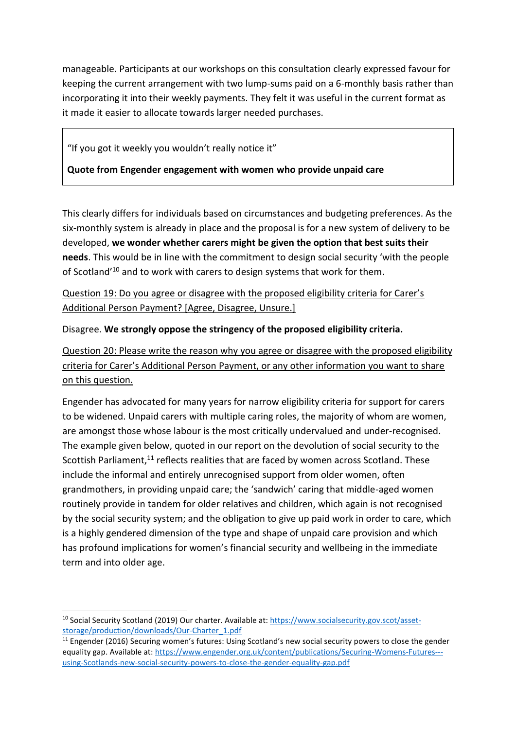manageable. Participants at our workshops on this consultation clearly expressed favour for keeping the current arrangement with two lump-sums paid on a 6-monthly basis rather than incorporating it into their weekly payments. They felt it was useful in the current format as it made it easier to allocate towards larger needed purchases.

> "If you got it weekly you wouldn't really notice it"
>
> **Quote from Engender engagement with women who provide unpaid care**

This clearly differs for individuals based on circumstances and budgeting preferences. As the six-monthly system is already in place and the proposal is for a new system of delivery to be developed, **we wonder whether carers might be given the option that best suits their needs**. This would be in line with the commitment to design social security 'with the people of Scotland'[10] and to work with carers to design systems that work for them.

<u>Question 19: Do you agree or disagree with the proposed eligibility criteria for Carer's Additional Person Payment? [Agree, Disagree, Unsure.]</u>

Disagree. **We strongly oppose the stringency of the proposed eligibility criteria.**

<u>Question 20: Please write the reason why you agree or disagree with the proposed eligibility criteria for Carer's Additional Person Payment, or any other information you want to share on this question.</u>

Engender has advocated for many years for narrow eligibility criteria for support for carers to be widened. Unpaid carers with multiple caring roles, the majority of whom are women, are amongst those whose labour is the most critically undervalued and under-recognised. The example given below, quoted in our report on the devolution of social security to the Scottish Parliament,[11] reflects realities that are faced by women across Scotland. These include the informal and entirely unrecognised support from older women, often grandmothers, in providing unpaid care; the 'sandwich' caring that middle-aged women routinely provide in tandem for older relatives and children, which again is not recognised by the social security system; and the obligation to give up paid work in order to care, which is a highly gendered dimension of the type and shape of unpaid care provision and which has profound implications for women's financial security and wellbeing in the immediate term and into older age.

---

[10] Social Security Scotland (2019) Our charter. Available at: https://www.socialsecurity.gov.scot/asset-storage/production/downloads/Our-Charter_1.pdf

[11] Engender (2016) Securing women's futures: Using Scotland's new social security powers to close the gender equality gap. Available at: https://www.engender.org.uk/content/publications/Securing-Womens-Futures---using-Scotlands-new-social-security-powers-to-close-the-gender-equality-gap.pdf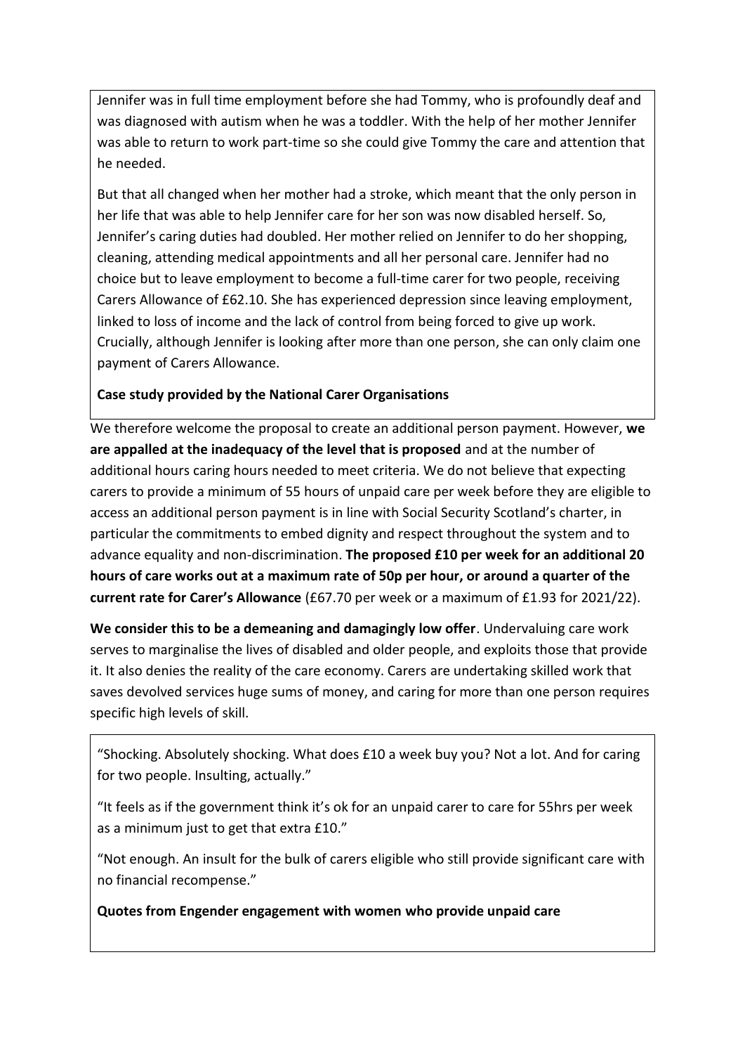Jennifer was in full time employment before she had Tommy, who is profoundly deaf and was diagnosed with autism when he was a toddler. With the help of her mother Jennifer was able to return to work part-time so she could give Tommy the care and attention that he needed.

But that all changed when her mother had a stroke, which meant that the only person in her life that was able to help Jennifer care for her son was now disabled herself. So, Jennifer's caring duties had doubled. Her mother relied on Jennifer to do her shopping, cleaning, attending medical appointments and all her personal care. Jennifer had no choice but to leave employment to become a full-time carer for two people, receiving Carers Allowance of £62.10. She has experienced depression since leaving employment, linked to loss of income and the lack of control from being forced to give up work. Crucially, although Jennifer is looking after more than one person, she can only claim one payment of Carers Allowance.

**Case study provided by the National Carer Organisations**

We therefore welcome the proposal to create an additional person payment. However, **we are appalled at the inadequacy of the level that is proposed** and at the number of additional hours caring hours needed to meet criteria. We do not believe that expecting carers to provide a minimum of 55 hours of unpaid care per week before they are eligible to access an additional person payment is in line with Social Security Scotland's charter, in particular the commitments to embed dignity and respect throughout the system and to advance equality and non-discrimination. **The proposed £10 per week for an additional 20 hours of care works out at a maximum rate of 50p per hour, or around a quarter of the current rate for Carer's Allowance** (£67.70 per week or a maximum of £1.93 for 2021/22).

**We consider this to be a demeaning and damagingly low offer**. Undervaluing care work serves to marginalise the lives of disabled and older people, and exploits those that provide it. It also denies the reality of the care economy. Carers are undertaking skilled work that saves devolved services huge sums of money, and caring for more than one person requires specific high levels of skill.

"Shocking. Absolutely shocking. What does £10 a week buy you? Not a lot. And for caring for two people. Insulting, actually."

"It feels as if the government think it's ok for an unpaid carer to care for 55hrs per week as a minimum just to get that extra £10."

"Not enough. An insult for the bulk of carers eligible who still provide significant care with no financial recompense."

**Quotes from Engender engagement with women who provide unpaid care**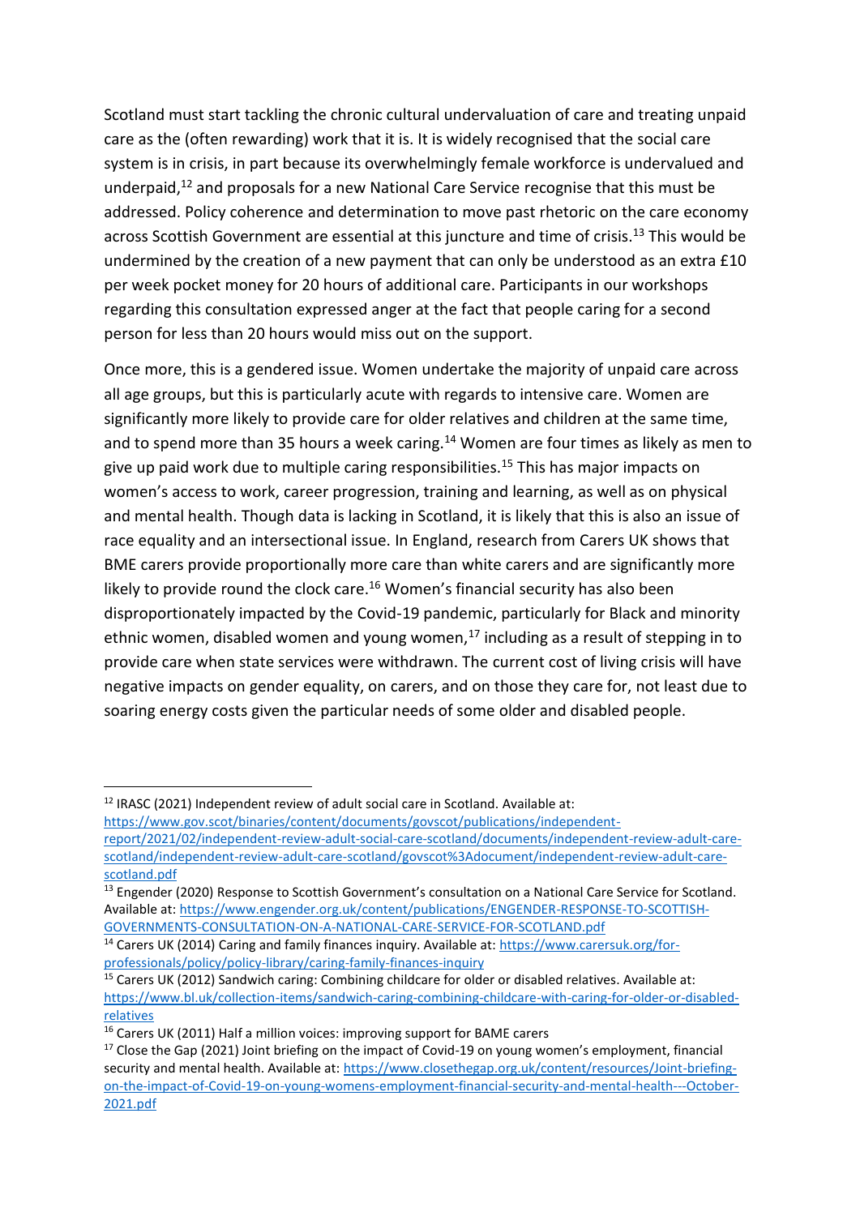Scotland must start tackling the chronic cultural undervaluation of care and treating unpaid care as the (often rewarding) work that it is. It is widely recognised that the social care system is in crisis, in part because its overwhelmingly female workforce is undervalued and underpaid,[12] and proposals for a new National Care Service recognise that this must be addressed. Policy coherence and determination to move past rhetoric on the care economy across Scottish Government are essential at this juncture and time of crisis.[13] This would be undermined by the creation of a new payment that can only be understood as an extra £10 per week pocket money for 20 hours of additional care. Participants in our workshops regarding this consultation expressed anger at the fact that people caring for a second person for less than 20 hours would miss out on the support.

Once more, this is a gendered issue. Women undertake the majority of unpaid care across all age groups, but this is particularly acute with regards to intensive care. Women are significantly more likely to provide care for older relatives and children at the same time, and to spend more than 35 hours a week caring.[14] Women are four times as likely as men to give up paid work due to multiple caring responsibilities.[15] This has major impacts on women's access to work, career progression, training and learning, as well as on physical and mental health. Though data is lacking in Scotland, it is likely that this is also an issue of race equality and an intersectional issue. In England, research from Carers UK shows that BME carers provide proportionally more care than white carers and are significantly more likely to provide round the clock care.[16] Women's financial security has also been disproportionately impacted by the Covid-19 pandemic, particularly for Black and minority ethnic women, disabled women and young women,[17] including as a result of stepping in to provide care when state services were withdrawn. The current cost of living crisis will have negative impacts on gender equality, on carers, and on those they care for, not least due to soaring energy costs given the particular needs of some older and disabled people.

---

[12] IRASC (2021) Independent review of adult social care in Scotland. Available at: https://www.gov.scot/binaries/content/documents/govscot/publications/independent-report/2021/02/independent-review-adult-social-care-scotland/documents/independent-review-adult-care-scotland/independent-review-adult-care-scotland/govscot%3Adocument/independent-review-adult-care-scotland.pdf

[13] Engender (2020) Response to Scottish Government's consultation on a National Care Service for Scotland. Available at: https://www.engender.org.uk/content/publications/ENGENDER-RESPONSE-TO-SCOTTISH-GOVERNMENTS-CONSULTATION-ON-A-NATIONAL-CARE-SERVICE-FOR-SCOTLAND.pdf

[14] Carers UK (2014) Caring and family finances inquiry. Available at: https://www.carersuk.org/for-professionals/policy/policy-library/caring-family-finances-inquiry

[15] Carers UK (2012) Sandwich caring: Combining childcare for older or disabled relatives. Available at: https://www.bl.uk/collection-items/sandwich-caring-combining-childcare-with-caring-for-older-or-disabled-relatives

[16] Carers UK (2011) Half a million voices: improving support for BAME carers

[17] Close the Gap (2021) Joint briefing on the impact of Covid-19 on young women's employment, financial security and mental health. Available at: https://www.closethegap.org.uk/content/resources/Joint-briefing-on-the-impact-of-Covid-19-on-young-womens-employment-financial-security-and-mental-health---October-2021.pdf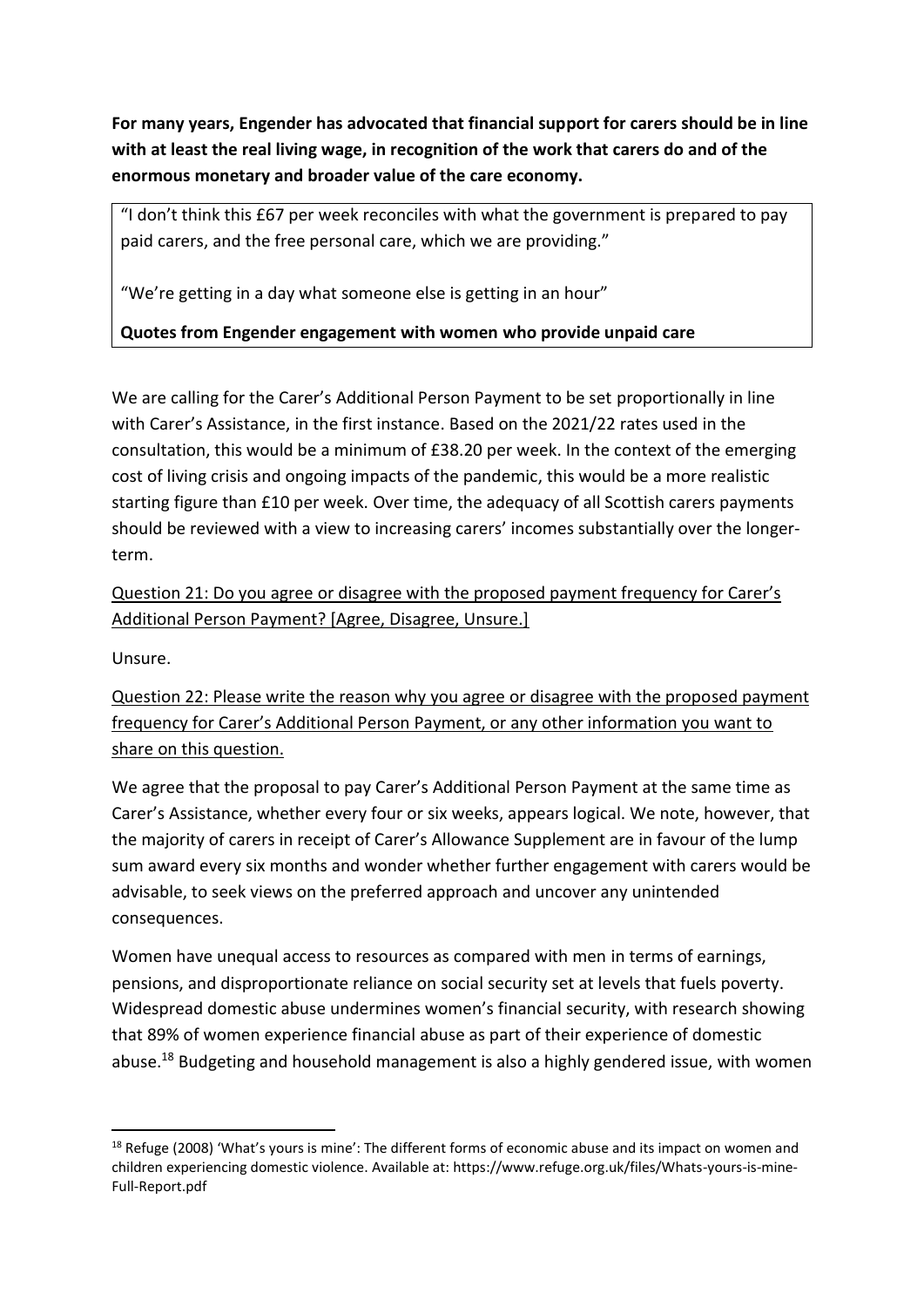**For many years, Engender has advocated that financial support for carers should be in line with at least the real living wage, in recognition of the work that carers do and of the enormous monetary and broader value of the care economy.**

> "I don't think this £67 per week reconciles with what the government is prepared to pay paid carers, and the free personal care, which we are providing."
>
> "We're getting in a day what someone else is getting in an hour"
>
> **Quotes from Engender engagement with women who provide unpaid care**

We are calling for the Carer's Additional Person Payment to be set proportionally in line with Carer's Assistance, in the first instance. Based on the 2021/22 rates used in the consultation, this would be a minimum of £38.20 per week. In the context of the emerging cost of living crisis and ongoing impacts of the pandemic, this would be a more realistic starting figure than £10 per week. Over time, the adequacy of all Scottish carers payments should be reviewed with a view to increasing carers' incomes substantially over the longer-term.

<u>Question 21: Do you agree or disagree with the proposed payment frequency for Carer's Additional Person Payment? [Agree, Disagree, Unsure.]</u>

Unsure.

<u>Question 22: Please write the reason why you agree or disagree with the proposed payment frequency for Carer's Additional Person Payment, or any other information you want to share on this question.</u>

We agree that the proposal to pay Carer's Additional Person Payment at the same time as Carer's Assistance, whether every four or six weeks, appears logical. We note, however, that the majority of carers in receipt of Carer's Allowance Supplement are in favour of the lump sum award every six months and wonder whether further engagement with carers would be advisable, to seek views on the preferred approach and uncover any unintended consequences.

Women have unequal access to resources as compared with men in terms of earnings, pensions, and disproportionate reliance on social security set at levels that fuels poverty. Widespread domestic abuse undermines women's financial security, with research showing that 89% of women experience financial abuse as part of their experience of domestic abuse.[18] Budgeting and household management is also a highly gendered issue, with women

---

[18] Refuge (2008) 'What's yours is mine': The different forms of economic abuse and its impact on women and children experiencing domestic violence. Available at: https://www.refuge.org.uk/files/Whats-yours-is-mine-Full-Report.pdf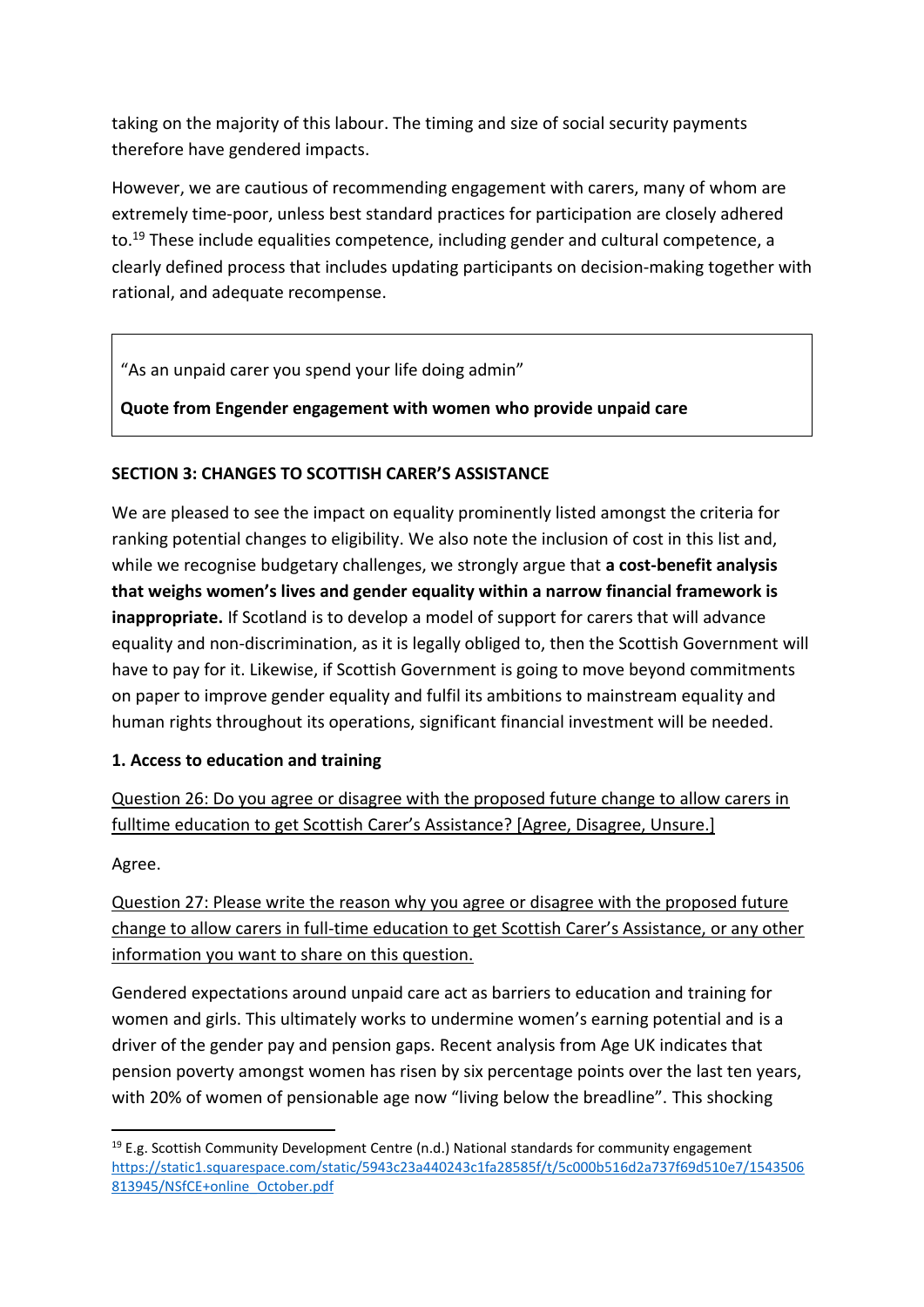taking on the majority of this labour. The timing and size of social security payments therefore have gendered impacts.

However, we are cautious of recommending engagement with carers, many of whom are extremely time-poor, unless best standard practices for participation are closely adhered to.[19] These include equalities competence, including gender and cultural competence, a clearly defined process that includes updating participants on decision-making together with rational, and adequate recompense.

> "As an unpaid carer you spend your life doing admin"
>
> **Quote from Engender engagement with women who provide unpaid care**

### SECTION 3: CHANGES TO SCOTTISH CARER'S ASSISTANCE

We are pleased to see the impact on equality prominently listed amongst the criteria for ranking potential changes to eligibility. We also note the inclusion of cost in this list and, while we recognise budgetary challenges, we strongly argue that **a cost-benefit analysis that weighs women's lives and gender equality within a narrow financial framework is inappropriate.** If Scotland is to develop a model of support for carers that will advance equality and non-discrimination, as it is legally obliged to, then the Scottish Government will have to pay for it. Likewise, if Scottish Government is going to move beyond commitments on paper to improve gender equality and fulfil its ambitions to mainstream equality and human rights throughout its operations, significant financial investment will be needed.

#### 1. Access to education and training

<u>Question 26: Do you agree or disagree with the proposed future change to allow carers in fulltime education to get Scottish Carer's Assistance? [Agree, Disagree, Unsure.]</u>

Agree.

<u>Question 27: Please write the reason why you agree or disagree with the proposed future change to allow carers in full-time education to get Scottish Carer's Assistance, or any other information you want to share on this question.</u>

Gendered expectations around unpaid care act as barriers to education and training for women and girls. This ultimately works to undermine women's earning potential and is a driver of the gender pay and pension gaps. Recent analysis from Age UK indicates that pension poverty amongst women has risen by six percentage points over the last ten years, with 20% of women of pensionable age now "living below the breadline". This shocking

[19] E.g. Scottish Community Development Centre (n.d.) National standards for community engagement https://static1.squarespace.com/static/5943c23a440243c1fa28585f/t/5c000b516d2a737f69d510e7/1543506813945/NSfCE+online_October.pdf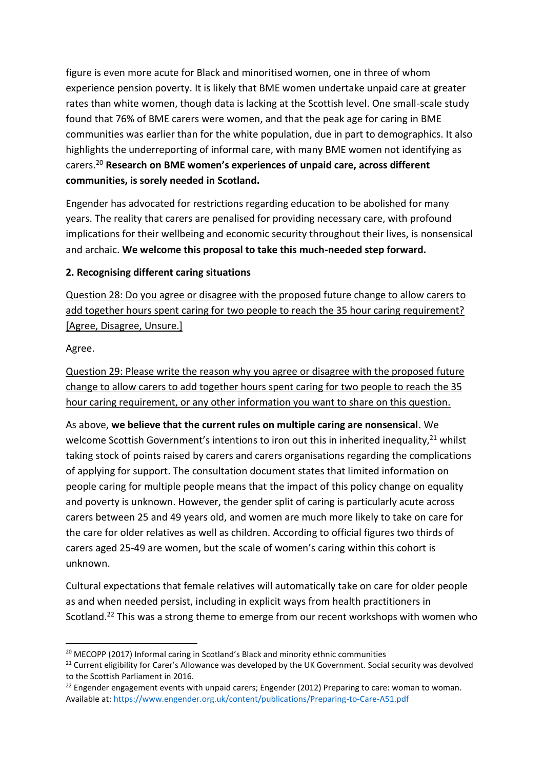figure is even more acute for Black and minoritised women, one in three of whom experience pension poverty. It is likely that BME women undertake unpaid care at greater rates than white women, though data is lacking at the Scottish level. One small-scale study found that 76% of BME carers were women, and that the peak age for caring in BME communities was earlier than for the white population, due in part to demographics. It also highlights the underreporting of informal care, with many BME women not identifying as carers.[20] **Research on BME women's experiences of unpaid care, across different communities, is sorely needed in Scotland.**

Engender has advocated for restrictions regarding education to be abolished for many years. The reality that carers are penalised for providing necessary care, with profound implications for their wellbeing and economic security throughout their lives, is nonsensical and archaic. **We welcome this proposal to take this much-needed step forward.**

### 2. Recognising different caring situations

<u>Question 28: Do you agree or disagree with the proposed future change to allow carers to add together hours spent caring for two people to reach the 35 hour caring requirement? [Agree, Disagree, Unsure.]</u>

Agree.

<u>Question 29: Please write the reason why you agree or disagree with the proposed future change to allow carers to add together hours spent caring for two people to reach the 35 hour caring requirement, or any other information you want to share on this question.</u>

As above, **we believe that the current rules on multiple caring are nonsensical**. We welcome Scottish Government's intentions to iron out this in inherited inequality,[21] whilst taking stock of points raised by carers and carers organisations regarding the complications of applying for support. The consultation document states that limited information on people caring for multiple people means that the impact of this policy change on equality and poverty is unknown. However, the gender split of caring is particularly acute across carers between 25 and 49 years old, and women are much more likely to take on care for the care for older relatives as well as children. According to official figures two thirds of carers aged 25-49 are women, but the scale of women's caring within this cohort is unknown.

Cultural expectations that female relatives will automatically take on care for older people as and when needed persist, including in explicit ways from health practitioners in Scotland.[22] This was a strong theme to emerge from our recent workshops with women who

---

[20] MECOPP (2017) Informal caring in Scotland's Black and minority ethnic communities

[21] Current eligibility for Carer's Allowance was developed by the UK Government. Social security was devolved to the Scottish Parliament in 2016.

[22] Engender engagement events with unpaid carers; Engender (2012) Preparing to care: woman to woman. Available at: https://www.engender.org.uk/content/publications/Preparing-to-Care-A51.pdf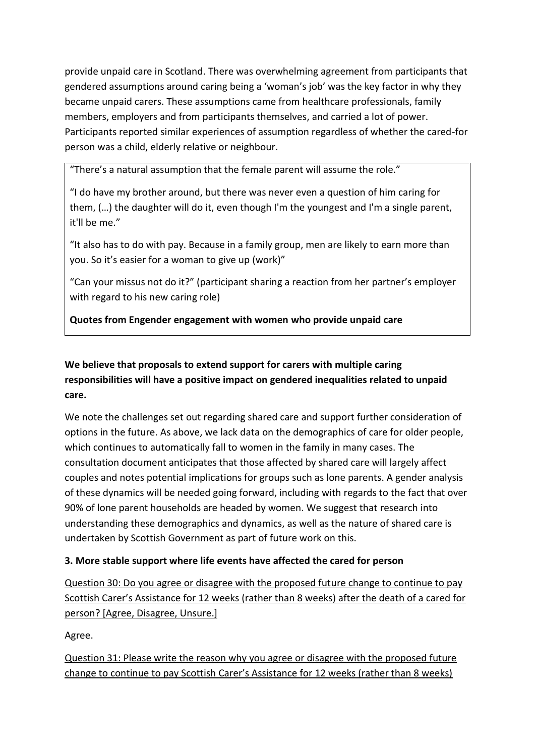provide unpaid care in Scotland. There was overwhelming agreement from participants that gendered assumptions around caring being a 'woman's job' was the key factor in why they became unpaid carers. These assumptions came from healthcare professionals, family members, employers and from participants themselves, and carried a lot of power. Participants reported similar experiences of assumption regardless of whether the cared-for person was a child, elderly relative or neighbour.

> "There's a natural assumption that the female parent will assume the role."
>
> "I do have my brother around, but there was never even a question of him caring for them, (…) the daughter will do it, even though I'm the youngest and I'm a single parent, it'll be me."
>
> "It also has to do with pay. Because in a family group, men are likely to earn more than you. So it's easier for a woman to give up (work)"
>
> "Can your missus not do it?" (participant sharing a reaction from her partner's employer with regard to his new caring role)
>
> **Quotes from Engender engagement with women who provide unpaid care**

**We believe that proposals to extend support for carers with multiple caring responsibilities will have a positive impact on gendered inequalities related to unpaid care.**

We note the challenges set out regarding shared care and support further consideration of options in the future. As above, we lack data on the demographics of care for older people, which continues to automatically fall to women in the family in many cases. The consultation document anticipates that those affected by shared care will largely affect couples and notes potential implications for groups such as lone parents. A gender analysis of these dynamics will be needed going forward, including with regards to the fact that over 90% of lone parent households are headed by women. We suggest that research into understanding these demographics and dynamics, as well as the nature of shared care is undertaken by Scottish Government as part of future work on this.

### 3. More stable support where life events have affected the cared for person

Question 30: Do you agree or disagree with the proposed future change to continue to pay Scottish Carer's Assistance for 12 weeks (rather than 8 weeks) after the death of a cared for person? [Agree, Disagree, Unsure.]

Agree.

Question 31: Please write the reason why you agree or disagree with the proposed future change to continue to pay Scottish Carer's Assistance for 12 weeks (rather than 8 weeks)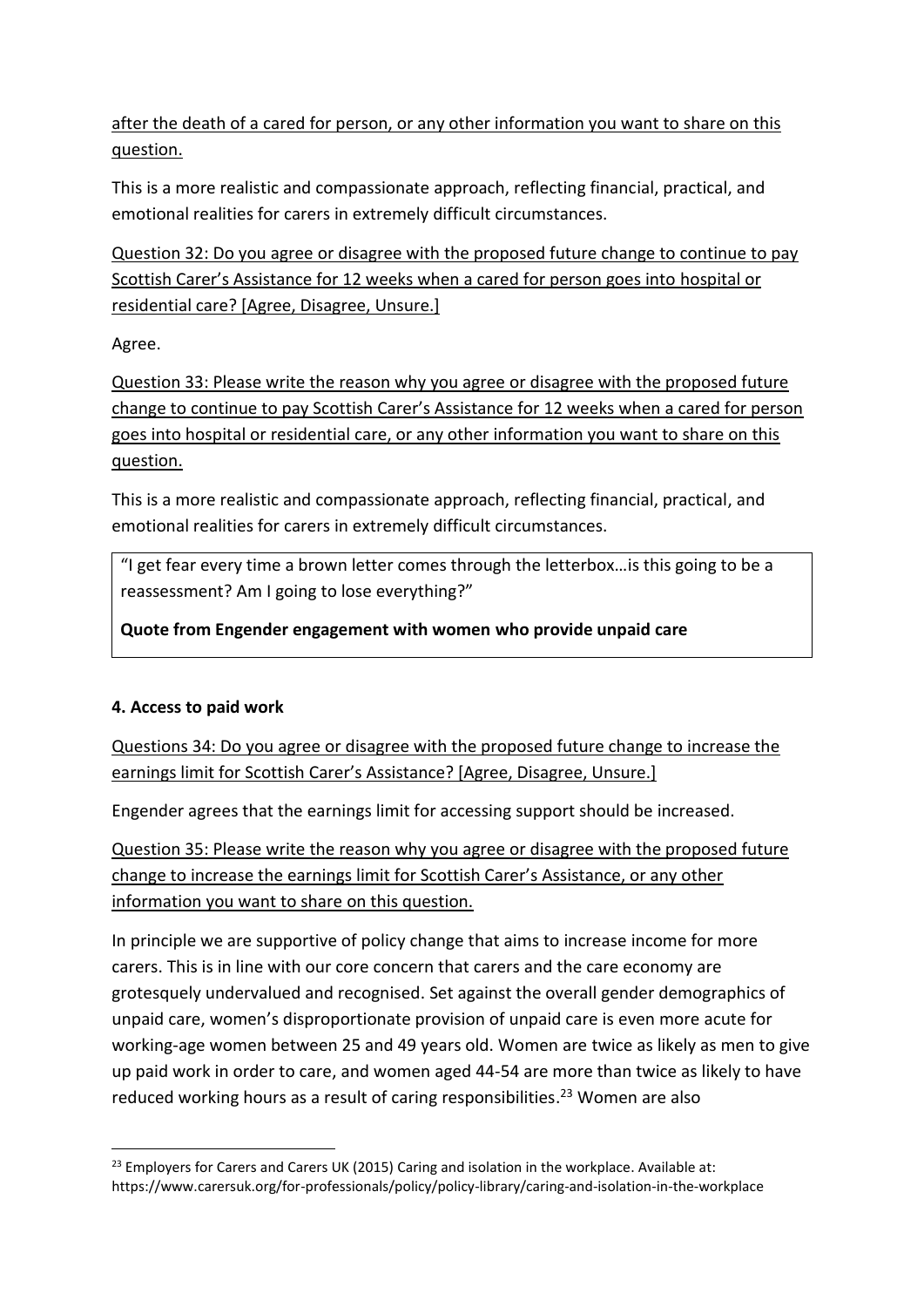<u>after the death of a cared for person, or any other information you want to share on this question.</u>

This is a more realistic and compassionate approach, reflecting financial, practical, and emotional realities for carers in extremely difficult circumstances.

<u>Question 32: Do you agree or disagree with the proposed future change to continue to pay Scottish Carer's Assistance for 12 weeks when a cared for person goes into hospital or residential care? [Agree, Disagree, Unsure.]</u>

Agree.

<u>Question 33: Please write the reason why you agree or disagree with the proposed future change to continue to pay Scottish Carer's Assistance for 12 weeks when a cared for person goes into hospital or residential care, or any other information you want to share on this question.</u>

This is a more realistic and compassionate approach, reflecting financial, practical, and emotional realities for carers in extremely difficult circumstances.

> "I get fear every time a brown letter comes through the letterbox…is this going to be a reassessment? Am I going to lose everything?"
>
> **Quote from Engender engagement with women who provide unpaid care**

**4. Access to paid work**

<u>Questions 34: Do you agree or disagree with the proposed future change to increase the earnings limit for Scottish Carer's Assistance? [Agree, Disagree, Unsure.]</u>

Engender agrees that the earnings limit for accessing support should be increased.

<u>Question 35: Please write the reason why you agree or disagree with the proposed future change to increase the earnings limit for Scottish Carer's Assistance, or any other information you want to share on this question.</u>

In principle we are supportive of policy change that aims to increase income for more carers. This is in line with our core concern that carers and the care economy are grotesquely undervalued and recognised. Set against the overall gender demographics of unpaid care, women's disproportionate provision of unpaid care is even more acute for working-age women between 25 and 49 years old. Women are twice as likely as men to give up paid work in order to care, and women aged 44-54 are more than twice as likely to have reduced working hours as a result of caring responsibilities.[23] Women are also

[23] Employers for Carers and Carers UK (2015) Caring and isolation in the workplace. Available at: https://www.carersuk.org/for-professionals/policy/policy-library/caring-and-isolation-in-the-workplace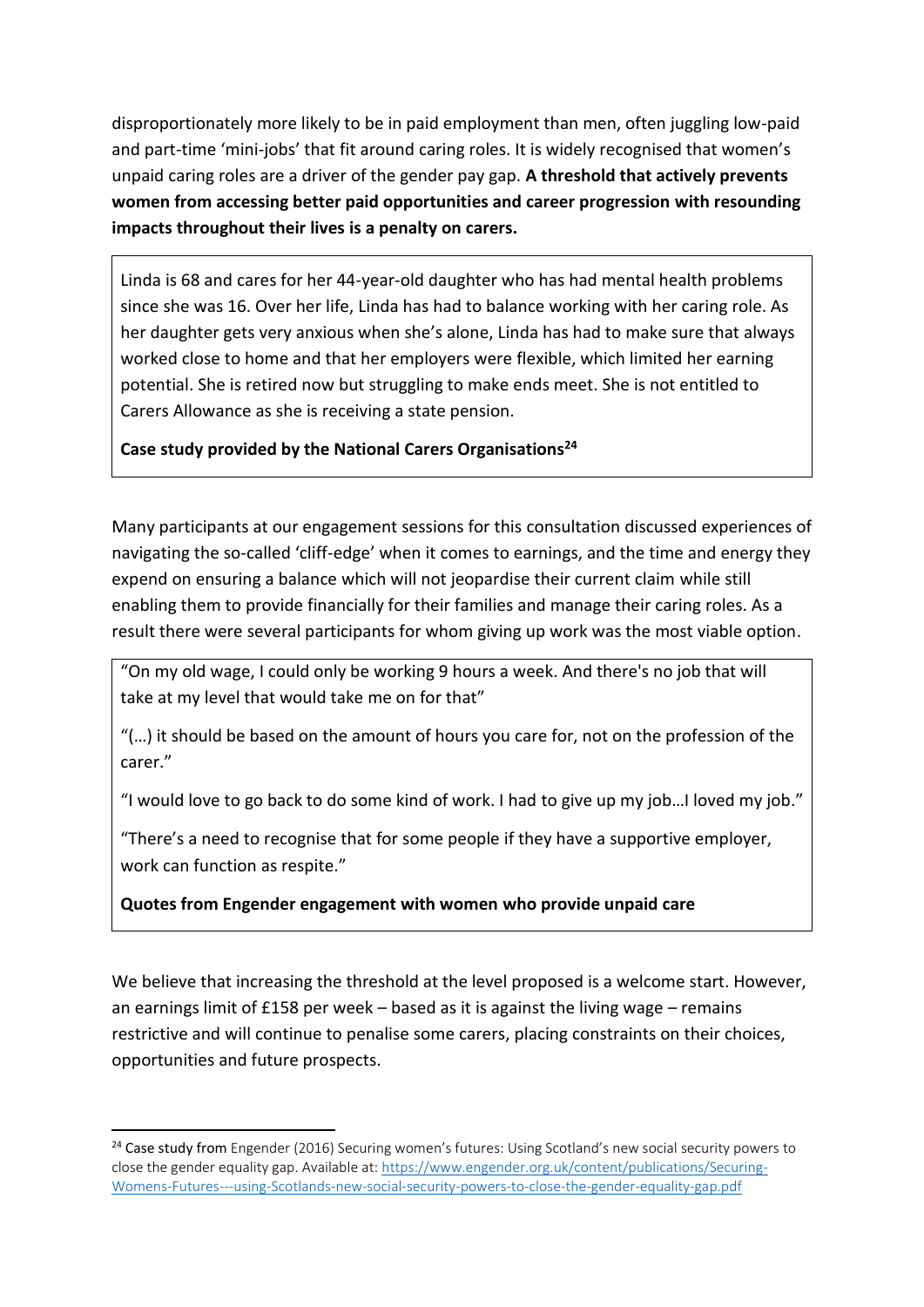disproportionately more likely to be in paid employment than men, often juggling low-paid and part-time 'mini-jobs' that fit around caring roles. It is widely recognised that women's unpaid caring roles are a driver of the gender pay gap. **A threshold that actively prevents women from accessing better paid opportunities and career progression with resounding impacts throughout their lives is a penalty on carers.**

> Linda is 68 and cares for her 44-year-old daughter who has had mental health problems since she was 16. Over her life, Linda has had to balance working with her caring role. As her daughter gets very anxious when she's alone, Linda has had to make sure that always worked close to home and that her employers were flexible, which limited her earning potential. She is retired now but struggling to make ends meet. She is not entitled to Carers Allowance as she is receiving a state pension.
>
> **Case study provided by the National Carers Organisations[24]**

Many participants at our engagement sessions for this consultation discussed experiences of navigating the so-called 'cliff-edge' when it comes to earnings, and the time and energy they expend on ensuring a balance which will not jeopardise their current claim while still enabling them to provide financially for their families and manage their caring roles. As a result there were several participants for whom giving up work was the most viable option.

> "On my old wage, I could only be working 9 hours a week. And there's no job that will take at my level that would take me on for that"
>
> "(…) it should be based on the amount of hours you care for, not on the profession of the carer."
>
> "I would love to go back to do some kind of work. I had to give up my job…I loved my job."
>
> "There's a need to recognise that for some people if they have a supportive employer, work can function as respite."
>
> **Quotes from Engender engagement with women who provide unpaid care**

We believe that increasing the threshold at the level proposed is a welcome start. However, an earnings limit of £158 per week – based as it is against the living wage – remains restrictive and will continue to penalise some carers, placing constraints on their choices, opportunities and future prospects.

---

[24] Case study from Engender (2016) Securing women's futures: Using Scotland's new social security powers to close the gender equality gap. Available at: https://www.engender.org.uk/content/publications/Securing-Womens-Futures---using-Scotlands-new-social-security-powers-to-close-the-gender-equality-gap.pdf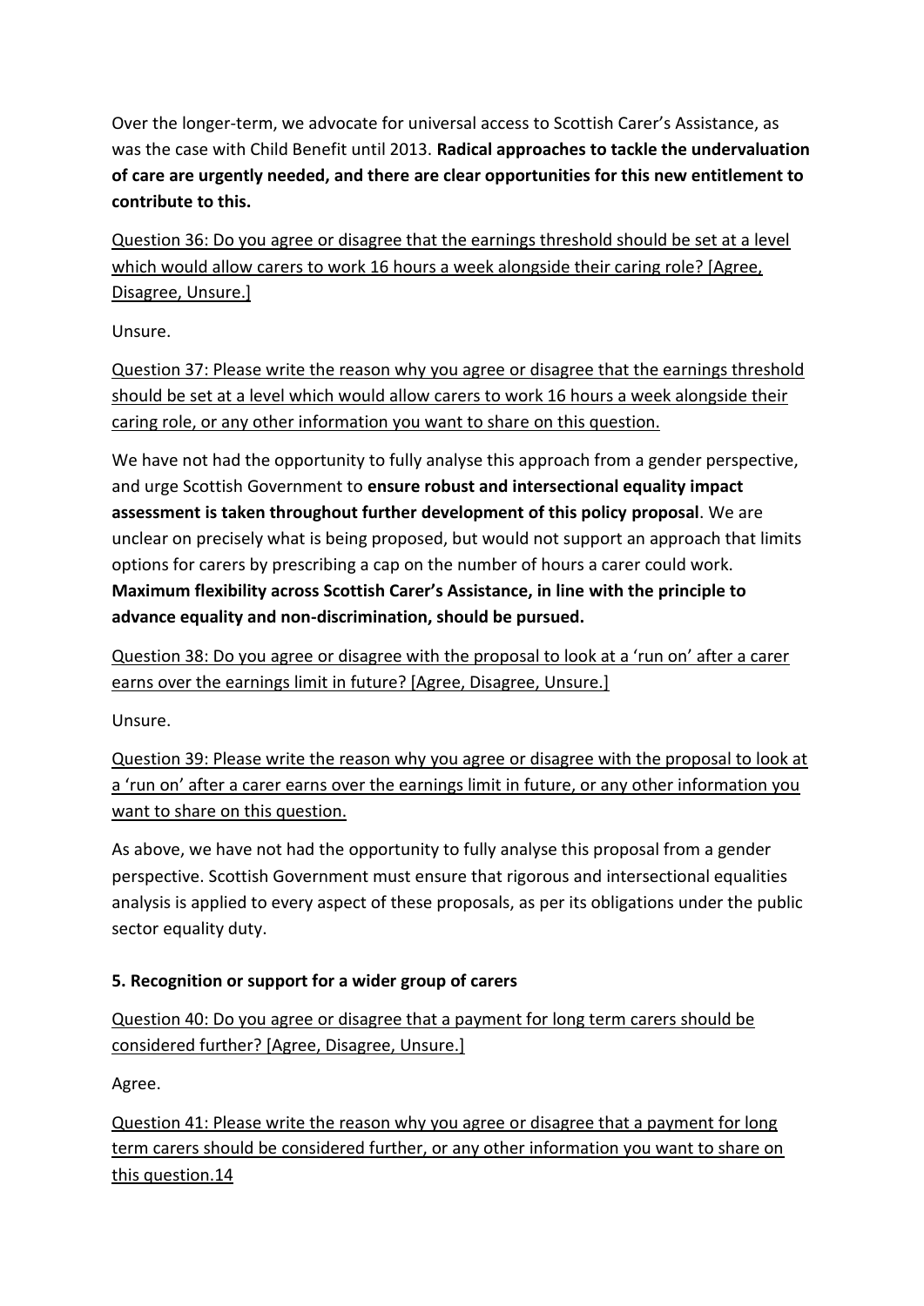Over the longer-term, we advocate for universal access to Scottish Carer's Assistance, as was the case with Child Benefit until 2013. **Radical approaches to tackle the undervaluation of care are urgently needed, and there are clear opportunities for this new entitlement to contribute to this.**

<u>Question 36: Do you agree or disagree that the earnings threshold should be set at a level which would allow carers to work 16 hours a week alongside their caring role? [Agree, Disagree, Unsure.]</u>

Unsure.

<u>Question 37: Please write the reason why you agree or disagree that the earnings threshold should be set at a level which would allow carers to work 16 hours a week alongside their caring role, or any other information you want to share on this question.</u>

We have not had the opportunity to fully analyse this approach from a gender perspective, and urge Scottish Government to **ensure robust and intersectional equality impact assessment is taken throughout further development of this policy proposal**. We are unclear on precisely what is being proposed, but would not support an approach that limits options for carers by prescribing a cap on the number of hours a carer could work. **Maximum flexibility across Scottish Carer's Assistance, in line with the principle to advance equality and non-discrimination, should be pursued.**

<u>Question 38: Do you agree or disagree with the proposal to look at a 'run on' after a carer earns over the earnings limit in future? [Agree, Disagree, Unsure.]</u>

Unsure.

<u>Question 39: Please write the reason why you agree or disagree with the proposal to look at a 'run on' after a carer earns over the earnings limit in future, or any other information you want to share on this question.</u>

As above, we have not had the opportunity to fully analyse this proposal from a gender perspective. Scottish Government must ensure that rigorous and intersectional equalities analysis is applied to every aspect of these proposals, as per its obligations under the public sector equality duty.

**5. Recognition or support for a wider group of carers**

<u>Question 40: Do you agree or disagree that a payment for long term carers should be considered further? [Agree, Disagree, Unsure.]</u>

Agree.

<u>Question 41: Please write the reason why you agree or disagree that a payment for long term carers should be considered further, or any other information you want to share on this question.</u>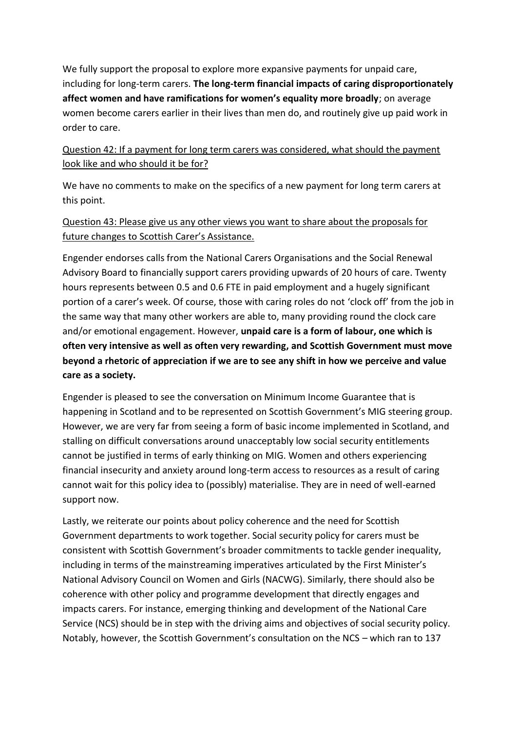We fully support the proposal to explore more expansive payments for unpaid care, including for long-term carers. **The long-term financial impacts of caring disproportionately affect women and have ramifications for women's equality more broadly**; on average women become carers earlier in their lives than men do, and routinely give up paid work in order to care.

<u>Question 42: If a payment for long term carers was considered, what should the payment look like and who should it be for?</u>

We have no comments to make on the specifics of a new payment for long term carers at this point.

<u>Question 43: Please give us any other views you want to share about the proposals for future changes to Scottish Carer's Assistance.</u>

Engender endorses calls from the National Carers Organisations and the Social Renewal Advisory Board to financially support carers providing upwards of 20 hours of care. Twenty hours represents between 0.5 and 0.6 FTE in paid employment and a hugely significant portion of a carer's week. Of course, those with caring roles do not 'clock off' from the job in the same way that many other workers are able to, many providing round the clock care and/or emotional engagement. However, **unpaid care is a form of labour, one which is often very intensive as well as often very rewarding, and Scottish Government must move beyond a rhetoric of appreciation if we are to see any shift in how we perceive and value care as a society.**

Engender is pleased to see the conversation on Minimum Income Guarantee that is happening in Scotland and to be represented on Scottish Government's MIG steering group. However, we are very far from seeing a form of basic income implemented in Scotland, and stalling on difficult conversations around unacceptably low social security entitlements cannot be justified in terms of early thinking on MIG. Women and others experiencing financial insecurity and anxiety around long-term access to resources as a result of caring cannot wait for this policy idea to (possibly) materialise. They are in need of well-earned support now.

Lastly, we reiterate our points about policy coherence and the need for Scottish Government departments to work together. Social security policy for carers must be consistent with Scottish Government's broader commitments to tackle gender inequality, including in terms of the mainstreaming imperatives articulated by the First Minister's National Advisory Council on Women and Girls (NACWG). Similarly, there should also be coherence with other policy and programme development that directly engages and impacts carers. For instance, emerging thinking and development of the National Care Service (NCS) should be in step with the driving aims and objectives of social security policy. Notably, however, the Scottish Government's consultation on the NCS – which ran to 137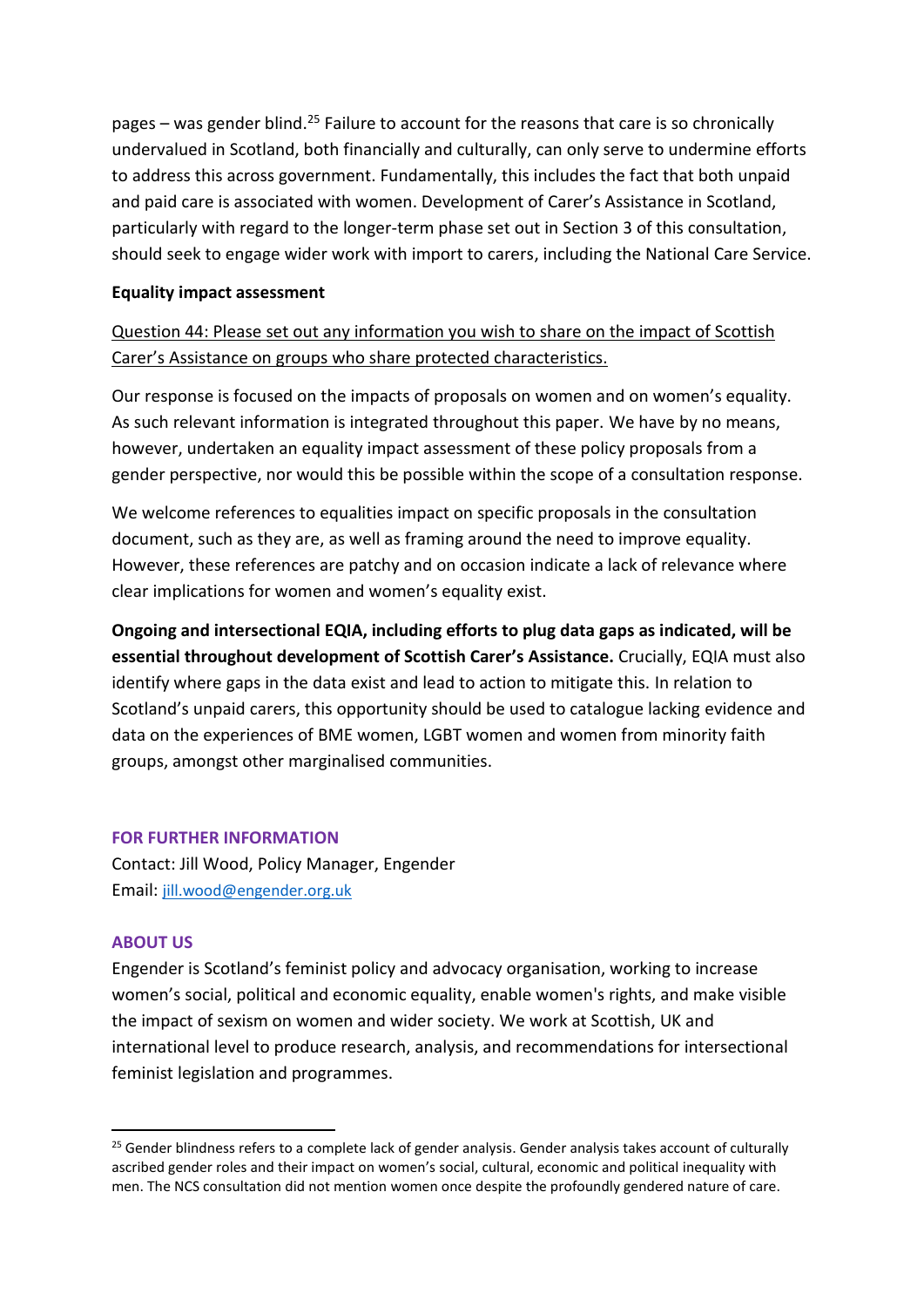pages – was gender blind.[25] Failure to account for the reasons that care is so chronically undervalued in Scotland, both financially and culturally, can only serve to undermine efforts to address this across government. Fundamentally, this includes the fact that both unpaid and paid care is associated with women. Development of Carer's Assistance in Scotland, particularly with regard to the longer-term phase set out in Section 3 of this consultation, should seek to engage wider work with import to carers, including the National Care Service.

**Equality impact assessment**

Question 44: Please set out any information you wish to share on the impact of Scottish Carer's Assistance on groups who share protected characteristics.

Our response is focused on the impacts of proposals on women and on women's equality. As such relevant information is integrated throughout this paper. We have by no means, however, undertaken an equality impact assessment of these policy proposals from a gender perspective, nor would this be possible within the scope of a consultation response.

We welcome references to equalities impact on specific proposals in the consultation document, such as they are, as well as framing around the need to improve equality. However, these references are patchy and on occasion indicate a lack of relevance where clear implications for women and women's equality exist.

**Ongoing and intersectional EQIA, including efforts to plug data gaps as indicated, will be essential throughout development of Scottish Carer's Assistance.** Crucially, EQIA must also identify where gaps in the data exist and lead to action to mitigate this. In relation to Scotland's unpaid carers, this opportunity should be used to catalogue lacking evidence and data on the experiences of BME women, LGBT women and women from minority faith groups, amongst other marginalised communities.

## FOR FURTHER INFORMATION

Contact: Jill Wood, Policy Manager, Engender
Email: jill.wood@engender.org.uk

## ABOUT US

Engender is Scotland's feminist policy and advocacy organisation, working to increase women's social, political and economic equality, enable women's rights, and make visible the impact of sexism on women and wider society. We work at Scottish, UK and international level to produce research, analysis, and recommendations for intersectional feminist legislation and programmes.

---

[25] Gender blindness refers to a complete lack of gender analysis. Gender analysis takes account of culturally ascribed gender roles and their impact on women's social, cultural, economic and political inequality with men. The NCS consultation did not mention women once despite the profoundly gendered nature of care.